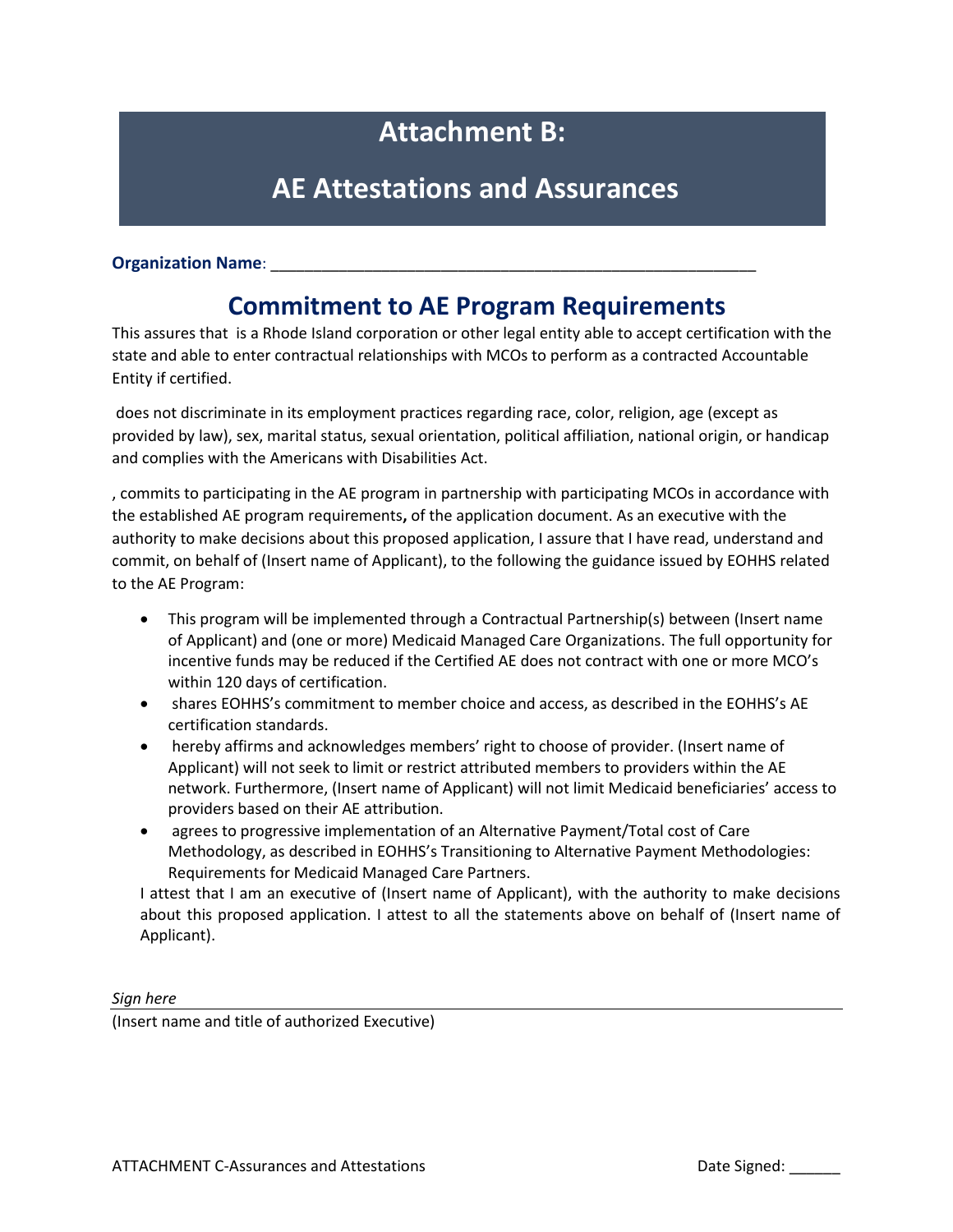# Attachment B:

# AE Attestations and Assurances

**Organization Name**: ______________________________________________________

## Commitment to AE Program Requirements

This assures that is a Rhode Island corporation or other legal entity able to accept certification with the state and able to enter contractual relationships with MCOs to perform as a contracted Accountable Entity if certified.

does not discriminate in its employment practices regarding race, color, religion, age (except as provided by law), sex, marital status, sexual orientation, political affiliation, national origin, or handicap and complies with the Americans with Disabilities Act.

, commits to participating in the AE program in partnership with participating MCOs in accordance with the established AE program requirements**,** of the application document. As an executive with the authority to make decisions about this proposed application, I assure that I have read, understand and commit, on behalf of (Insert name of Applicant), to the following the guidance issued by EOHHS related to the AE Program:

- This program will be implemented through a Contractual Partnership(s) between (Insert name of Applicant) and (one or more) Medicaid Managed Care Organizations. The full opportunity for incentive funds may be reduced if the Certified AE does not contract with one or more MCO's within 120 days of certification.
- shares EOHHS's commitment to member choice and access, as described in the EOHHS's AE certification standards.
- hereby affirms and acknowledges members' right to choose of provider. (Insert name of Applicant) will not seek to limit or restrict attributed members to providers within the AE network. Furthermore, (Insert name of Applicant) will not limit Medicaid beneficiaries' access to providers based on their AE attribution.
- agrees to progressive implementation of an Alternative Payment/Total cost of Care Methodology, as described in EOHHS's Transitioning to Alternative Payment Methodologies: Requirements for Medicaid Managed Care Partners.

I attest that I am an executive of (Insert name of Applicant), with the authority to make decisions about this proposed application. I attest to all the statements above on behalf of (Insert name of Applicant).

*Sign here*
______________________________________________________

(Insert name and title of authorized Executive)

ATTACHMENT C-Assurances and Attestations

Date Signed: ______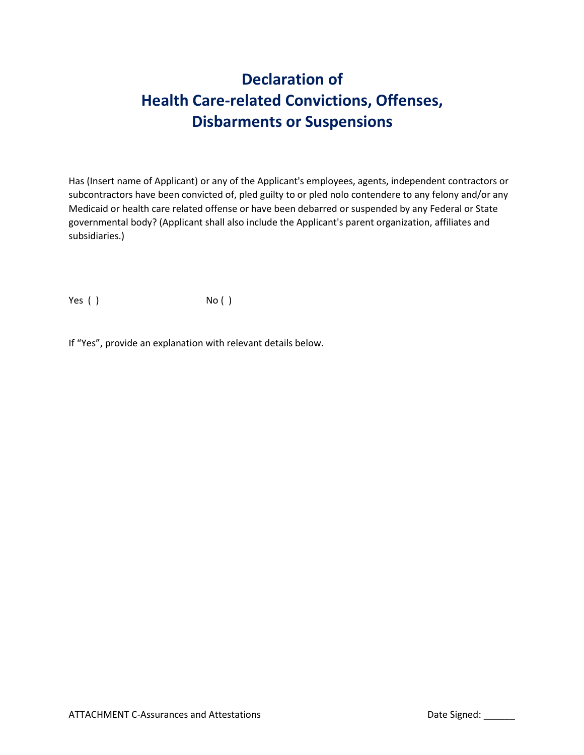# Declaration of Health Care-related Convictions, Offenses, Disbarments or Suspensions

Has (Insert name of Applicant) or any of the Applicant's employees, agents, independent contractors or subcontractors have been convicted of, pled guilty to or pled nolo contendere to any felony and/or any Medicaid or health care related offense or have been debarred or suspended by any Federal or State governmental body? (Applicant shall also include the Applicant's parent organization, affiliates and subsidiaries.)

Yes ( ) No ( )

If "Yes", provide an explanation with relevant details below.

ATTACHMENT C-Assurances and Attestations

Date Signed: ______